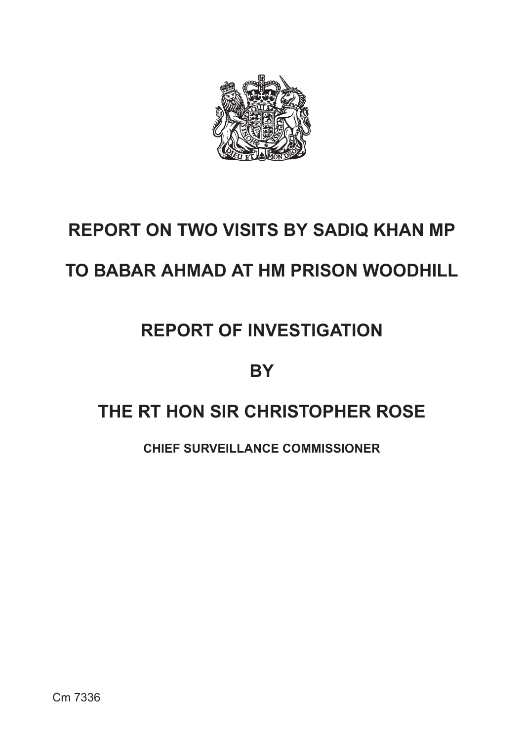# REPORT ON TWO VISITS BY SADIQ KHAN MP

# TO BABAR AHMAD AT HM PRISON WOODHILL

## REPORT OF INVESTIGATION

## BY

## THE RT HON SIR CHRISTOPHER ROSE

**CHIEF SURVEILLANCE COMMISSIONER**

Cm 7336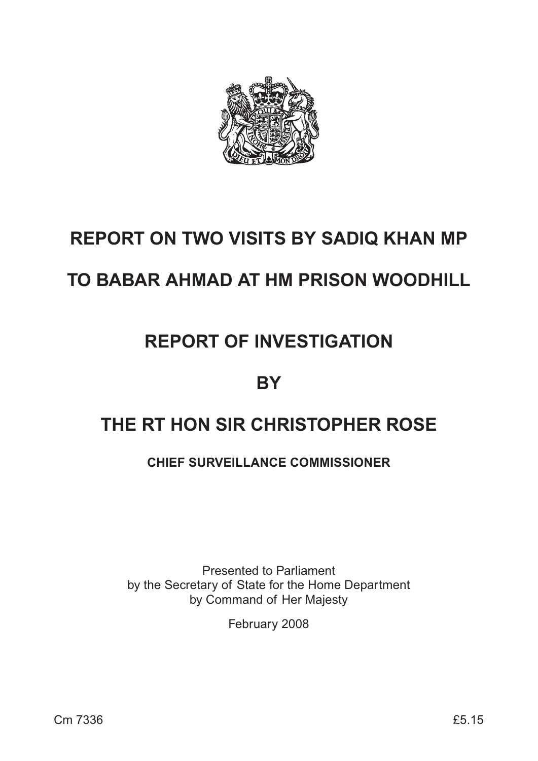# REPORT ON TWO VISITS BY SADIQ KHAN MP

# TO BABAR AHMAD AT HM PRISON WOODHILL

# REPORT OF INVESTIGATION

# BY

# THE RT HON SIR CHRISTOPHER ROSE

## CHIEF SURVEILLANCE COMMISSIONER

Presented to Parliament
by the Secretary of State for the Home Department
by Command of Her Majesty

February 2008

Cm 7336 £5.15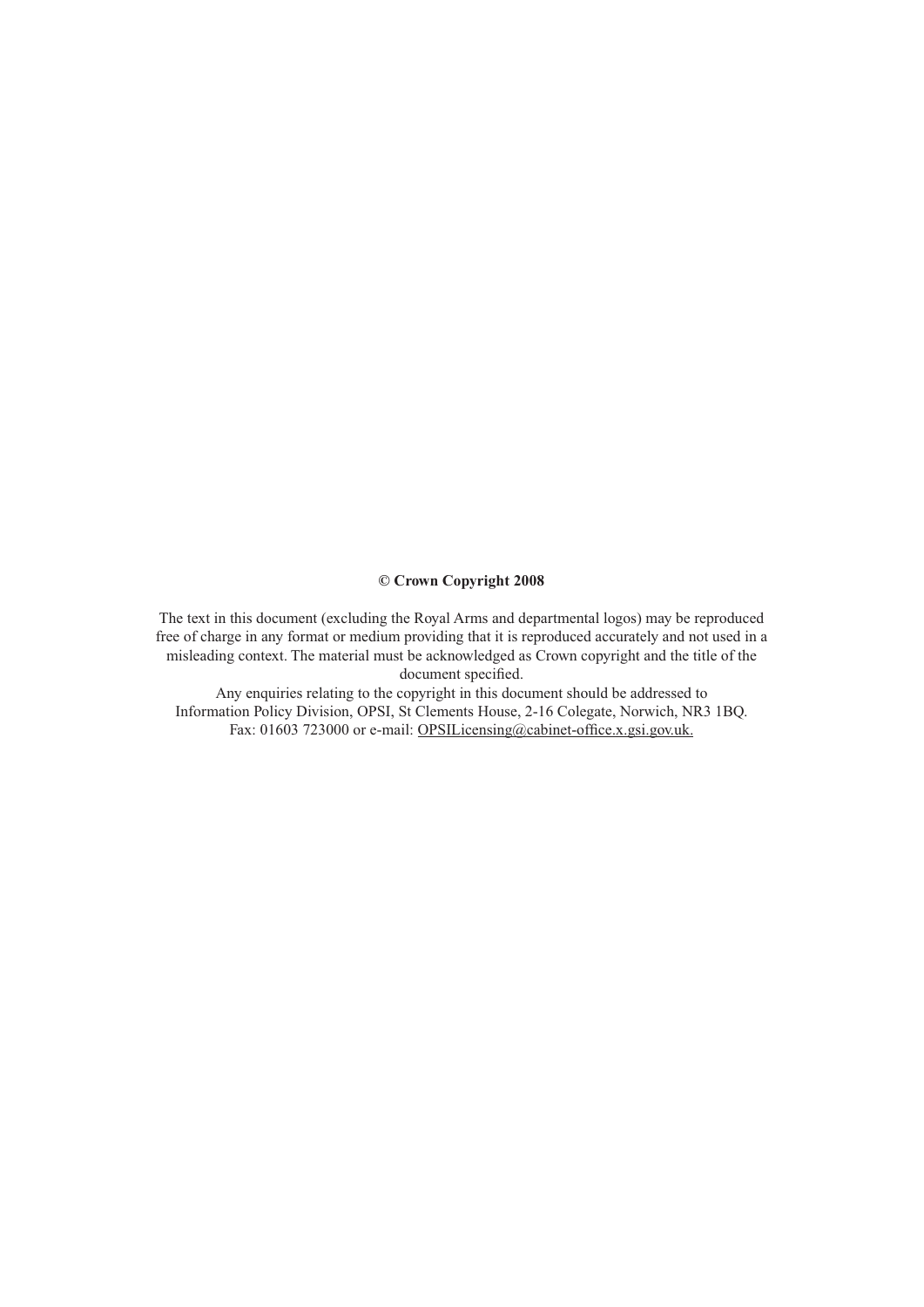**© Crown Copyright 2008**

The text in this document (excluding the Royal Arms and departmental logos) may be reproduced free of charge in any format or medium providing that it is reproduced accurately and not used in a misleading context. The material must be acknowledged as Crown copyright and the title of the document specified.
Any enquiries relating to the copyright in this document should be addressed to Information Policy Division, OPSI, St Clements House, 2-16 Colegate, Norwich, NR3 1BQ. Fax: 01603 723000 or e-mail: OPSILicensing@cabinet-office.x.gsi.gov.uk.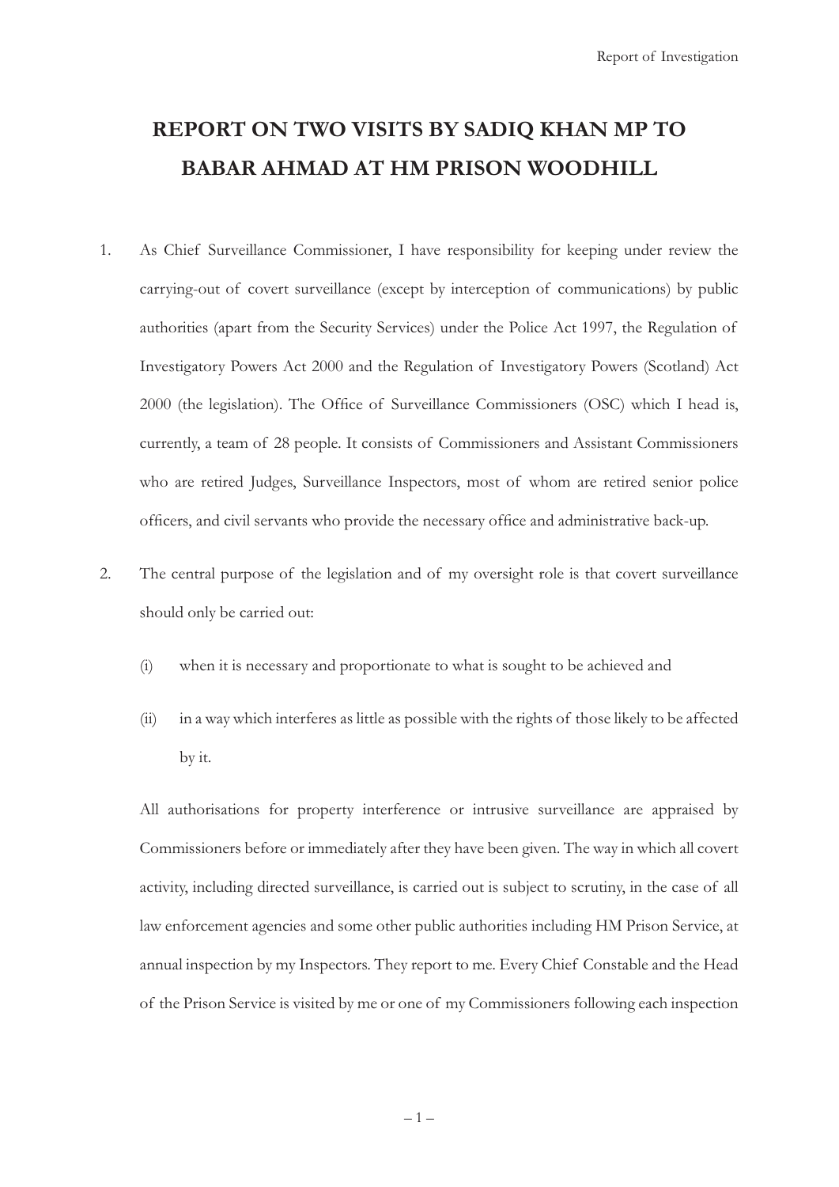# REPORT ON TWO VISITS BY SADIQ KHAN MP TO BABAR AHMAD AT HM PRISON WOODHILL

1. As Chief Surveillance Commissioner, I have responsibility for keeping under review the carrying-out of covert surveillance (except by interception of communications) by public authorities (apart from the Security Services) under the Police Act 1997, the Regulation of Investigatory Powers Act 2000 and the Regulation of Investigatory Powers (Scotland) Act 2000 (the legislation). The Office of Surveillance Commissioners (OSC) which I head is, currently, a team of 28 people. It consists of Commissioners and Assistant Commissioners who are retired Judges, Surveillance Inspectors, most of whom are retired senior police officers, and civil servants who provide the necessary office and administrative back-up.

2. The central purpose of the legislation and of my oversight role is that covert surveillance should only be carried out:

   (i) when it is necessary and proportionate to what is sought to be achieved and

   (ii) in a way which interferes as little as possible with the rights of those likely to be affected by it.

   All authorisations for property interference or intrusive surveillance are appraised by Commissioners before or immediately after they have been given. The way in which all covert activity, including directed surveillance, is carried out is subject to scrutiny, in the case of all law enforcement agencies and some other public authorities including HM Prison Service, at annual inspection by my Inspectors. They report to me. Every Chief Constable and the Head of the Prison Service is visited by me or one of my Commissioners following each inspection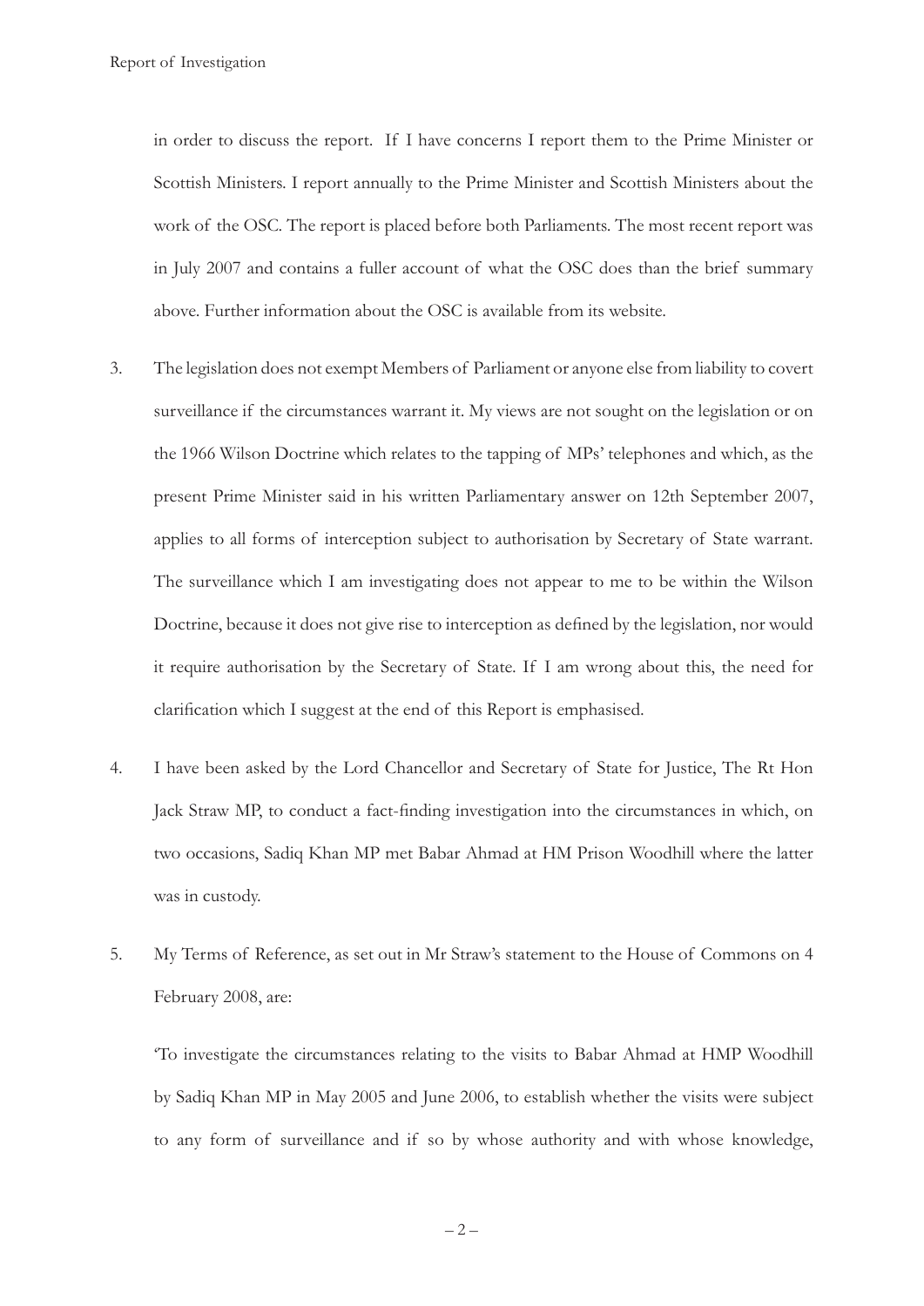in order to discuss the report. If I have concerns I report them to the Prime Minister or Scottish Ministers. I report annually to the Prime Minister and Scottish Ministers about the work of the OSC. The report is placed before both Parliaments. The most recent report was in July 2007 and contains a fuller account of what the OSC does than the brief summary above. Further information about the OSC is available from its website.

3. The legislation does not exempt Members of Parliament or anyone else from liability to covert surveillance if the circumstances warrant it. My views are not sought on the legislation or on the 1966 Wilson Doctrine which relates to the tapping of MPs' telephones and which, as the present Prime Minister said in his written Parliamentary answer on 12th September 2007, applies to all forms of interception subject to authorisation by Secretary of State warrant. The surveillance which I am investigating does not appear to me to be within the Wilson Doctrine, because it does not give rise to interception as defined by the legislation, nor would it require authorisation by the Secretary of State. If I am wrong about this, the need for clarification which I suggest at the end of this Report is emphasised.

4. I have been asked by the Lord Chancellor and Secretary of State for Justice, The Rt Hon Jack Straw MP, to conduct a fact-finding investigation into the circumstances in which, on two occasions, Sadiq Khan MP met Babar Ahmad at HM Prison Woodhill where the latter was in custody.

5. My Terms of Reference, as set out in Mr Straw's statement to the House of Commons on 4 February 2008, are:

   'To investigate the circumstances relating to the visits to Babar Ahmad at HMP Woodhill by Sadiq Khan MP in May 2005 and June 2006, to establish whether the visits were subject to any form of surveillance and if so by whose authority and with whose knowledge,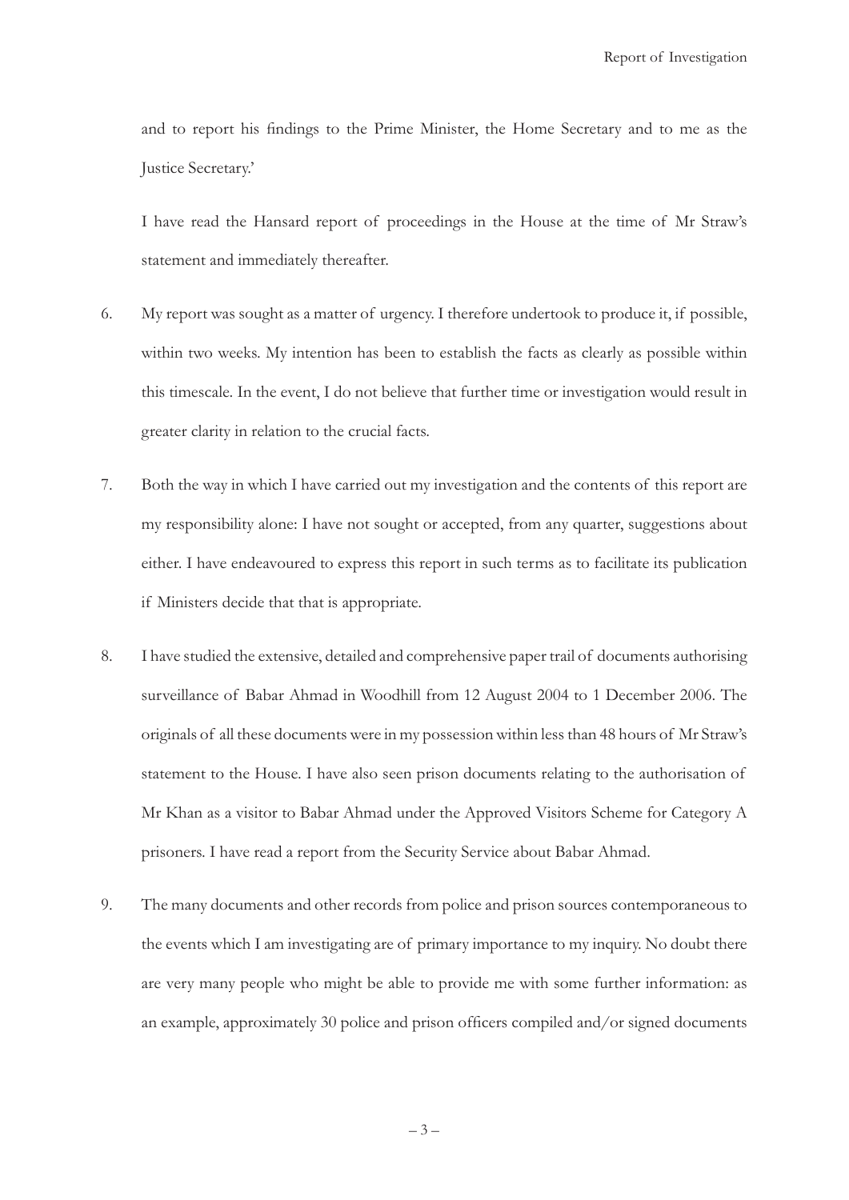and to report his findings to the Prime Minister, the Home Secretary and to me as the Justice Secretary.'

I have read the Hansard report of proceedings in the House at the time of Mr Straw's statement and immediately thereafter.

6. My report was sought as a matter of urgency. I therefore undertook to produce it, if possible, within two weeks. My intention has been to establish the facts as clearly as possible within this timescale. In the event, I do not believe that further time or investigation would result in greater clarity in relation to the crucial facts.

7. Both the way in which I have carried out my investigation and the contents of this report are my responsibility alone: I have not sought or accepted, from any quarter, suggestions about either. I have endeavoured to express this report in such terms as to facilitate its publication if Ministers decide that that is appropriate.

8. I have studied the extensive, detailed and comprehensive paper trail of documents authorising surveillance of Babar Ahmad in Woodhill from 12 August 2004 to 1 December 2006. The originals of all these documents were in my possession within less than 48 hours of Mr Straw's statement to the House. I have also seen prison documents relating to the authorisation of Mr Khan as a visitor to Babar Ahmad under the Approved Visitors Scheme for Category A prisoners. I have read a report from the Security Service about Babar Ahmad.

9. The many documents and other records from police and prison sources contemporaneous to the events which I am investigating are of primary importance to my inquiry. No doubt there are very many people who might be able to provide me with some further information: as an example, approximately 30 police and prison officers compiled and/or signed documents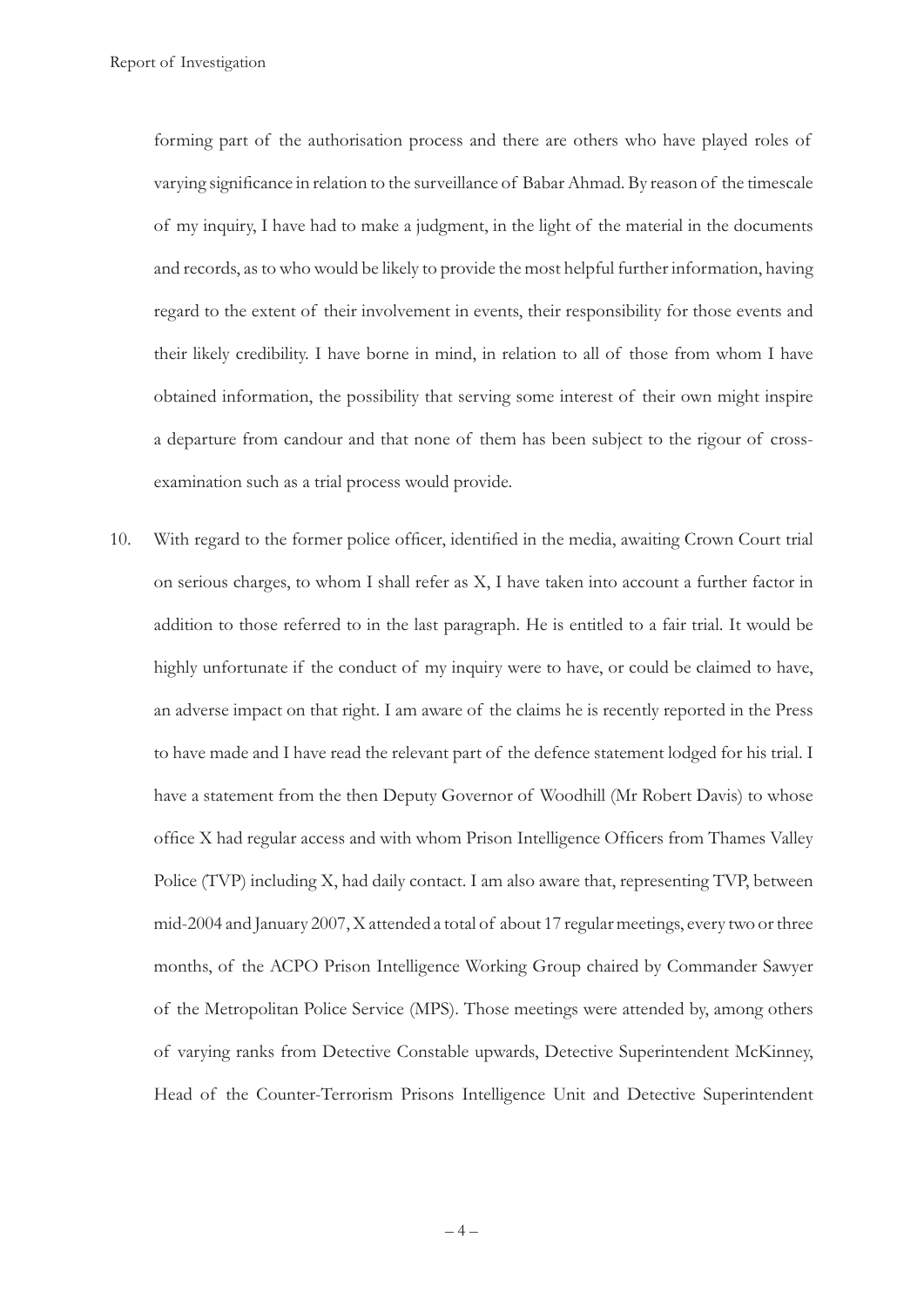forming part of the authorisation process and there are others who have played roles of varying significance in relation to the surveillance of Babar Ahmad. By reason of the timescale of my inquiry, I have had to make a judgment, in the light of the material in the documents and records, as to who would be likely to provide the most helpful further information, having regard to the extent of their involvement in events, their responsibility for those events and their likely credibility. I have borne in mind, in relation to all of those from whom I have obtained information, the possibility that serving some interest of their own might inspire a departure from candour and that none of them has been subject to the rigour of cross-examination such as a trial process would provide.

10. With regard to the former police officer, identified in the media, awaiting Crown Court trial on serious charges, to whom I shall refer as X, I have taken into account a further factor in addition to those referred to in the last paragraph. He is entitled to a fair trial. It would be highly unfortunate if the conduct of my inquiry were to have, or could be claimed to have, an adverse impact on that right. I am aware of the claims he is recently reported in the Press to have made and I have read the relevant part of the defence statement lodged for his trial. I have a statement from the then Deputy Governor of Woodhill (Mr Robert Davis) to whose office X had regular access and with whom Prison Intelligence Officers from Thames Valley Police (TVP) including X, had daily contact. I am also aware that, representing TVP, between mid-2004 and January 2007, X attended a total of about 17 regular meetings, every two or three months, of the ACPO Prison Intelligence Working Group chaired by Commander Sawyer of the Metropolitan Police Service (MPS). Those meetings were attended by, among others of varying ranks from Detective Constable upwards, Detective Superintendent McKinney, Head of the Counter-Terrorism Prisons Intelligence Unit and Detective Superintendent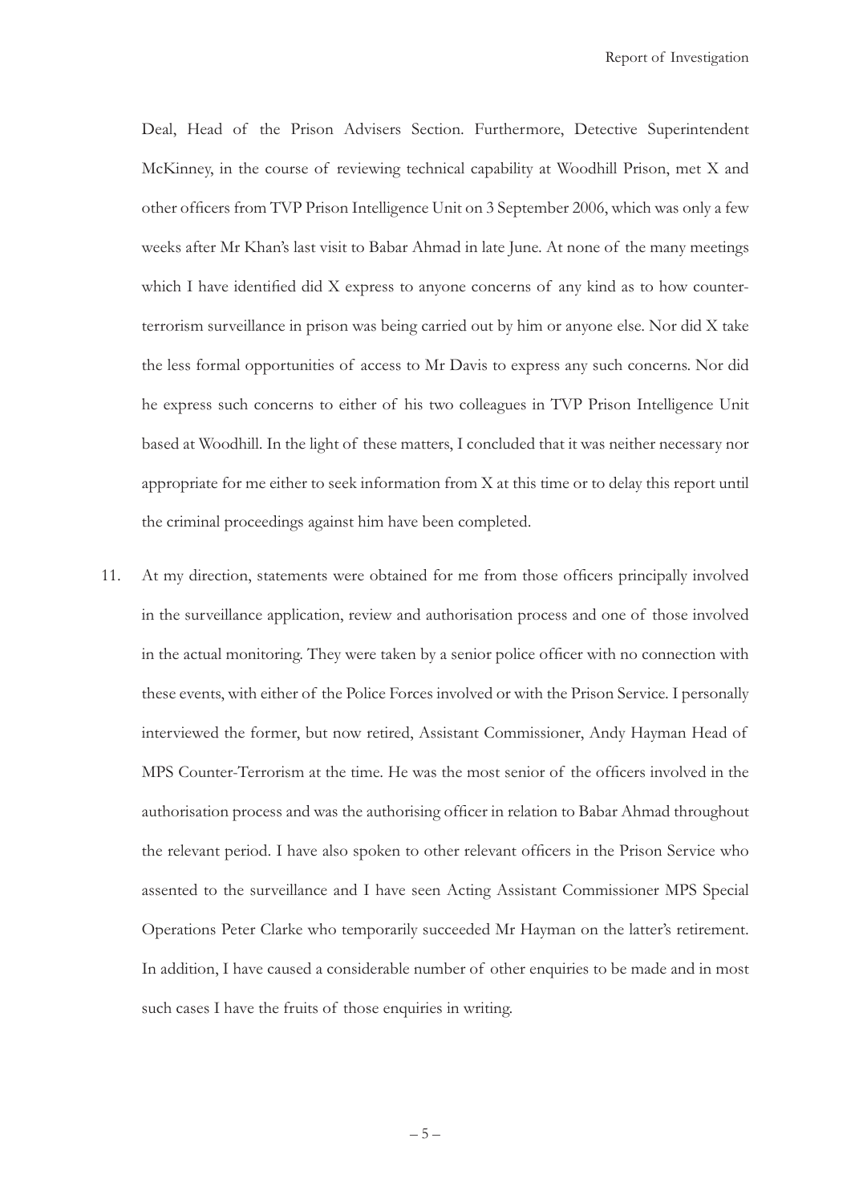Deal, Head of the Prison Advisers Section. Furthermore, Detective Superintendent McKinney, in the course of reviewing technical capability at Woodhill Prison, met X and other officers from TVP Prison Intelligence Unit on 3 September 2006, which was only a few weeks after Mr Khan's last visit to Babar Ahmad in late June. At none of the many meetings which I have identified did X express to anyone concerns of any kind as to how counter-terrorism surveillance in prison was being carried out by him or anyone else. Nor did X take the less formal opportunities of access to Mr Davis to express any such concerns. Nor did he express such concerns to either of his two colleagues in TVP Prison Intelligence Unit based at Woodhill. In the light of these matters, I concluded that it was neither necessary nor appropriate for me either to seek information from X at this time or to delay this report until the criminal proceedings against him have been completed.

11. At my direction, statements were obtained for me from those officers principally involved in the surveillance application, review and authorisation process and one of those involved in the actual monitoring. They were taken by a senior police officer with no connection with these events, with either of the Police Forces involved or with the Prison Service. I personally interviewed the former, but now retired, Assistant Commissioner, Andy Hayman Head of MPS Counter-Terrorism at the time. He was the most senior of the officers involved in the authorisation process and was the authorising officer in relation to Babar Ahmad throughout the relevant period. I have also spoken to other relevant officers in the Prison Service who assented to the surveillance and I have seen Acting Assistant Commissioner MPS Special Operations Peter Clarke who temporarily succeeded Mr Hayman on the latter's retirement. In addition, I have caused a considerable number of other enquiries to be made and in most such cases I have the fruits of those enquiries in writing.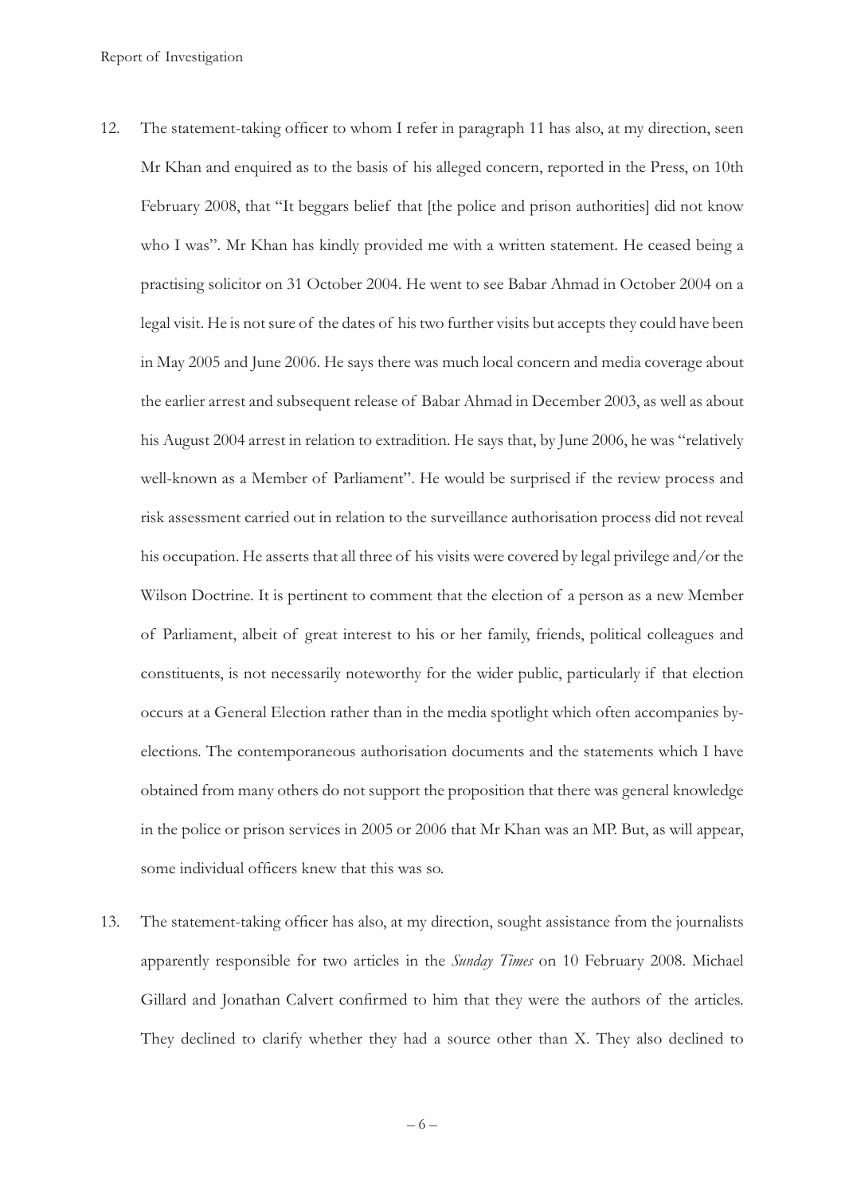12. The statement-taking officer to whom I refer in paragraph 11 has also, at my direction, seen Mr Khan and enquired as to the basis of his alleged concern, reported in the Press, on 10th February 2008, that "It beggars belief that [the police and prison authorities] did not know who I was". Mr Khan has kindly provided me with a written statement. He ceased being a practising solicitor on 31 October 2004. He went to see Babar Ahmad in October 2004 on a legal visit. He is not sure of the dates of his two further visits but accepts they could have been in May 2005 and June 2006. He says there was much local concern and media coverage about the earlier arrest and subsequent release of Babar Ahmad in December 2003, as well as about his August 2004 arrest in relation to extradition. He says that, by June 2006, he was "relatively well-known as a Member of Parliament". He would be surprised if the review process and risk assessment carried out in relation to the surveillance authorisation process did not reveal his occupation. He asserts that all three of his visits were covered by legal privilege and/or the Wilson Doctrine. It is pertinent to comment that the election of a person as a new Member of Parliament, albeit of great interest to his or her family, friends, political colleagues and constituents, is not necessarily noteworthy for the wider public, particularly if that election occurs at a General Election rather than in the media spotlight which often accompanies by-elections. The contemporaneous authorisation documents and the statements which I have obtained from many others do not support the proposition that there was general knowledge in the police or prison services in 2005 or 2006 that Mr Khan was an MP. But, as will appear, some individual officers knew that this was so.

13. The statement-taking officer has also, at my direction, sought assistance from the journalists apparently responsible for two articles in the *Sunday Times* on 10 February 2008. Michael Gillard and Jonathan Calvert confirmed to him that they were the authors of the articles. They declined to clarify whether they had a source other than X. They also declined to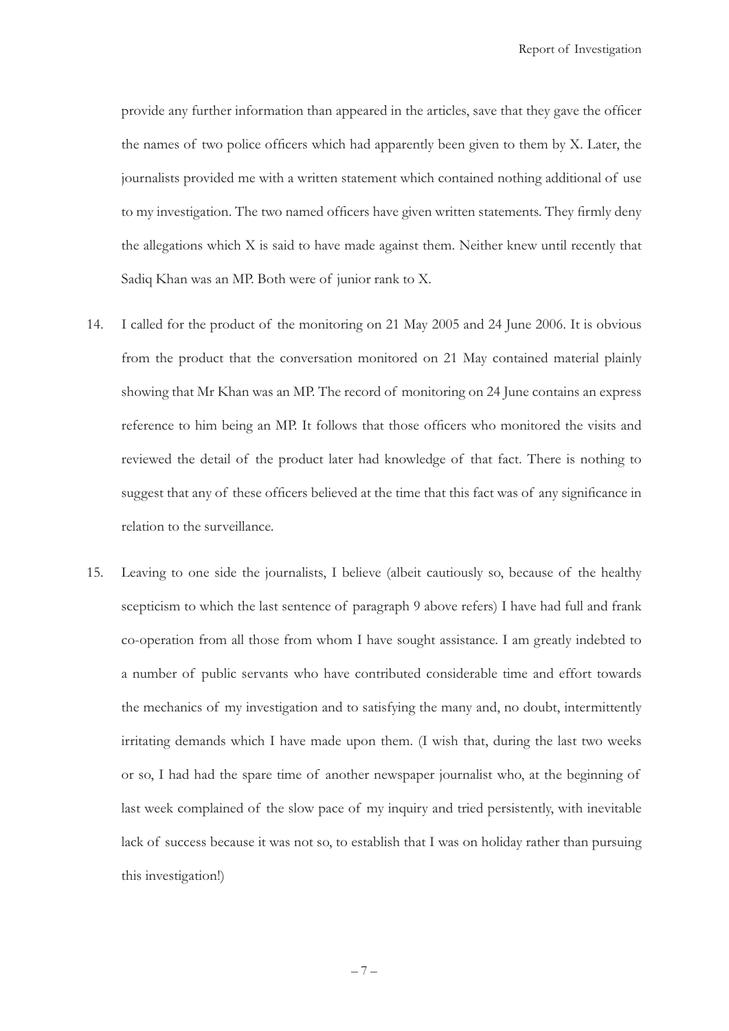provide any further information than appeared in the articles, save that they gave the officer the names of two police officers which had apparently been given to them by X. Later, the journalists provided me with a written statement which contained nothing additional of use to my investigation. The two named officers have given written statements. They firmly deny the allegations which X is said to have made against them. Neither knew until recently that Sadiq Khan was an MP. Both were of junior rank to X.

14. I called for the product of the monitoring on 21 May 2005 and 24 June 2006. It is obvious from the product that the conversation monitored on 21 May contained material plainly showing that Mr Khan was an MP. The record of monitoring on 24 June contains an express reference to him being an MP. It follows that those officers who monitored the visits and reviewed the detail of the product later had knowledge of that fact. There is nothing to suggest that any of these officers believed at the time that this fact was of any significance in relation to the surveillance.

15. Leaving to one side the journalists, I believe (albeit cautiously so, because of the healthy scepticism to which the last sentence of paragraph 9 above refers) I have had full and frank co-operation from all those from whom I have sought assistance. I am greatly indebted to a number of public servants who have contributed considerable time and effort towards the mechanics of my investigation and to satisfying the many and, no doubt, intermittently irritating demands which I have made upon them. (I wish that, during the last two weeks or so, I had had the spare time of another newspaper journalist who, at the beginning of last week complained of the slow pace of my inquiry and tried persistently, with inevitable lack of success because it was not so, to establish that I was on holiday rather than pursuing this investigation!)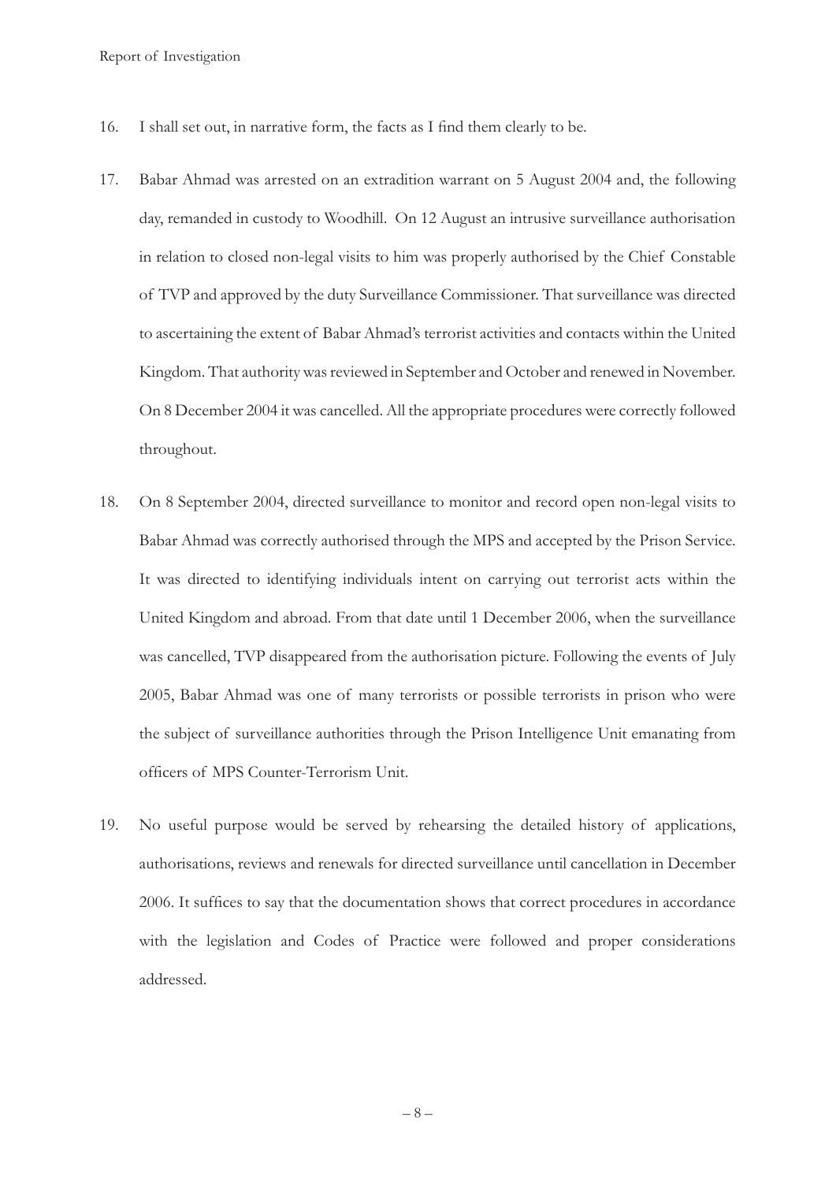16. I shall set out, in narrative form, the facts as I find them clearly to be.

17. Babar Ahmad was arrested on an extradition warrant on 5 August 2004 and, the following day, remanded in custody to Woodhill. On 12 August an intrusive surveillance authorisation in relation to closed non-legal visits to him was properly authorised by the Chief Constable of TVP and approved by the duty Surveillance Commissioner. That surveillance was directed to ascertaining the extent of Babar Ahmad's terrorist activities and contacts within the United Kingdom. That authority was reviewed in September and October and renewed in November. On 8 December 2004 it was cancelled. All the appropriate procedures were correctly followed throughout.

18. On 8 September 2004, directed surveillance to monitor and record open non-legal visits to Babar Ahmad was correctly authorised through the MPS and accepted by the Prison Service. It was directed to identifying individuals intent on carrying out terrorist acts within the United Kingdom and abroad. From that date until 1 December 2006, when the surveillance was cancelled, TVP disappeared from the authorisation picture. Following the events of July 2005, Babar Ahmad was one of many terrorists or possible terrorists in prison who were the subject of surveillance authorities through the Prison Intelligence Unit emanating from officers of MPS Counter-Terrorism Unit.

19. No useful purpose would be served by rehearsing the detailed history of applications, authorisations, reviews and renewals for directed surveillance until cancellation in December 2006. It suffices to say that the documentation shows that correct procedures in accordance with the legislation and Codes of Practice were followed and proper considerations addressed.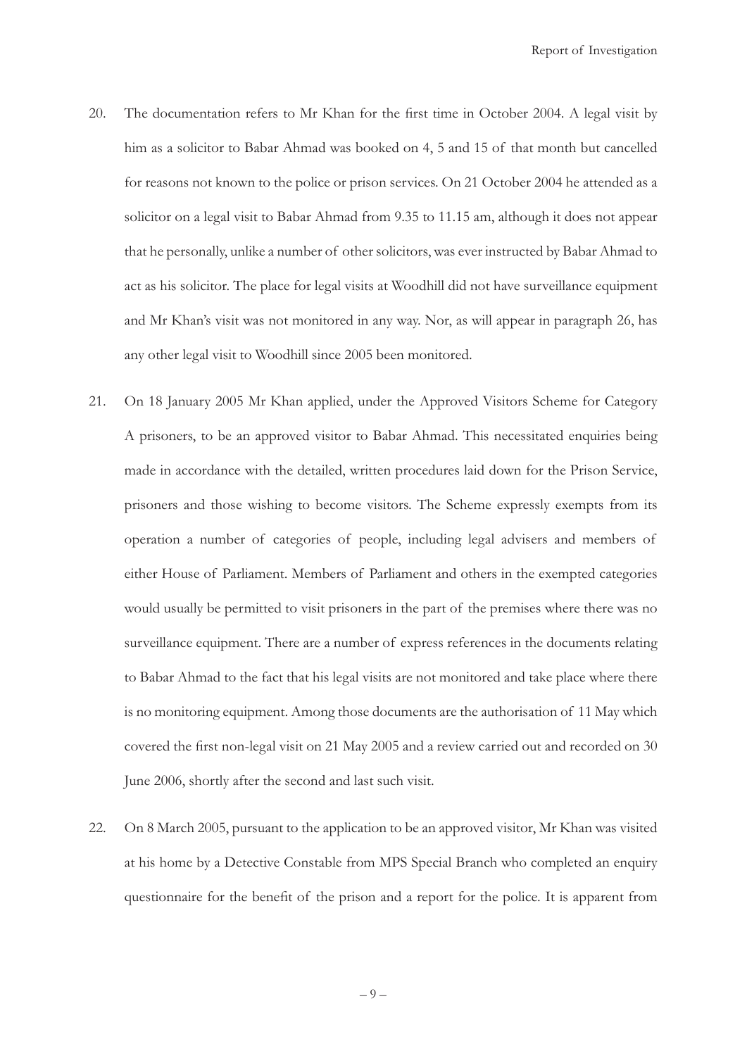20. The documentation refers to Mr Khan for the first time in October 2004. A legal visit by him as a solicitor to Babar Ahmad was booked on 4, 5 and 15 of that month but cancelled for reasons not known to the police or prison services. On 21 October 2004 he attended as a solicitor on a legal visit to Babar Ahmad from 9.35 to 11.15 am, although it does not appear that he personally, unlike a number of other solicitors, was ever instructed by Babar Ahmad to act as his solicitor. The place for legal visits at Woodhill did not have surveillance equipment and Mr Khan's visit was not monitored in any way. Nor, as will appear in paragraph 26, has any other legal visit to Woodhill since 2005 been monitored.

21. On 18 January 2005 Mr Khan applied, under the Approved Visitors Scheme for Category A prisoners, to be an approved visitor to Babar Ahmad. This necessitated enquiries being made in accordance with the detailed, written procedures laid down for the Prison Service, prisoners and those wishing to become visitors. The Scheme expressly exempts from its operation a number of categories of people, including legal advisers and members of either House of Parliament. Members of Parliament and others in the exempted categories would usually be permitted to visit prisoners in the part of the premises where there was no surveillance equipment. There are a number of express references in the documents relating to Babar Ahmad to the fact that his legal visits are not monitored and take place where there is no monitoring equipment. Among those documents are the authorisation of 11 May which covered the first non-legal visit on 21 May 2005 and a review carried out and recorded on 30 June 2006, shortly after the second and last such visit.

22. On 8 March 2005, pursuant to the application to be an approved visitor, Mr Khan was visited at his home by a Detective Constable from MPS Special Branch who completed an enquiry questionnaire for the benefit of the prison and a report for the police. It is apparent from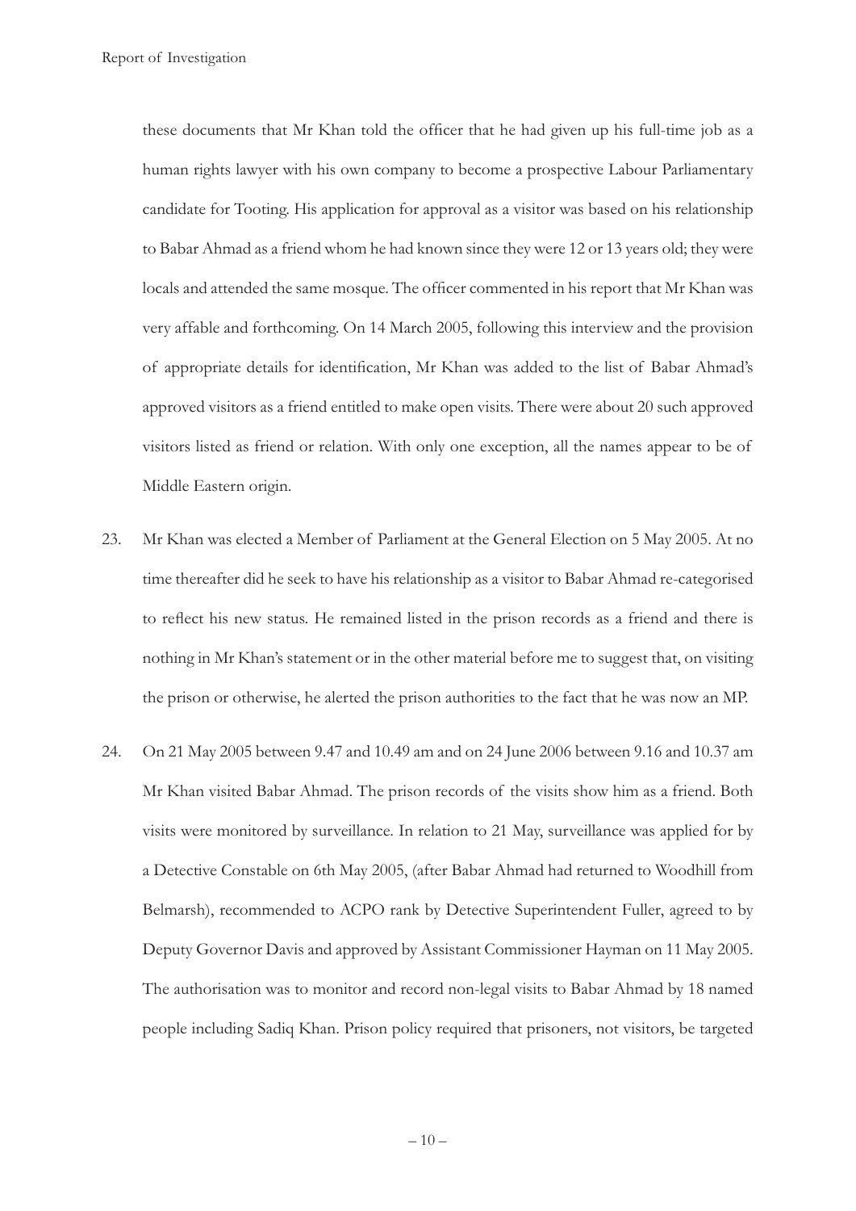these documents that Mr Khan told the officer that he had given up his full-time job as a human rights lawyer with his own company to become a prospective Labour Parliamentary candidate for Tooting. His application for approval as a visitor was based on his relationship to Babar Ahmad as a friend whom he had known since they were 12 or 13 years old; they were locals and attended the same mosque. The officer commented in his report that Mr Khan was very affable and forthcoming. On 14 March 2005, following this interview and the provision of appropriate details for identification, Mr Khan was added to the list of Babar Ahmad's approved visitors as a friend entitled to make open visits. There were about 20 such approved visitors listed as friend or relation. With only one exception, all the names appear to be of Middle Eastern origin.

23. Mr Khan was elected a Member of Parliament at the General Election on 5 May 2005. At no time thereafter did he seek to have his relationship as a visitor to Babar Ahmad re-categorised to reflect his new status. He remained listed in the prison records as a friend and there is nothing in Mr Khan's statement or in the other material before me to suggest that, on visiting the prison or otherwise, he alerted the prison authorities to the fact that he was now an MP.

24. On 21 May 2005 between 9.47 and 10.49 am and on 24 June 2006 between 9.16 and 10.37 am Mr Khan visited Babar Ahmad. The prison records of the visits show him as a friend. Both visits were monitored by surveillance. In relation to 21 May, surveillance was applied for by a Detective Constable on 6th May 2005, (after Babar Ahmad had returned to Woodhill from Belmarsh), recommended to ACPO rank by Detective Superintendent Fuller, agreed to by Deputy Governor Davis and approved by Assistant Commissioner Hayman on 11 May 2005. The authorisation was to monitor and record non-legal visits to Babar Ahmad by 18 named people including Sadiq Khan. Prison policy required that prisoners, not visitors, be targeted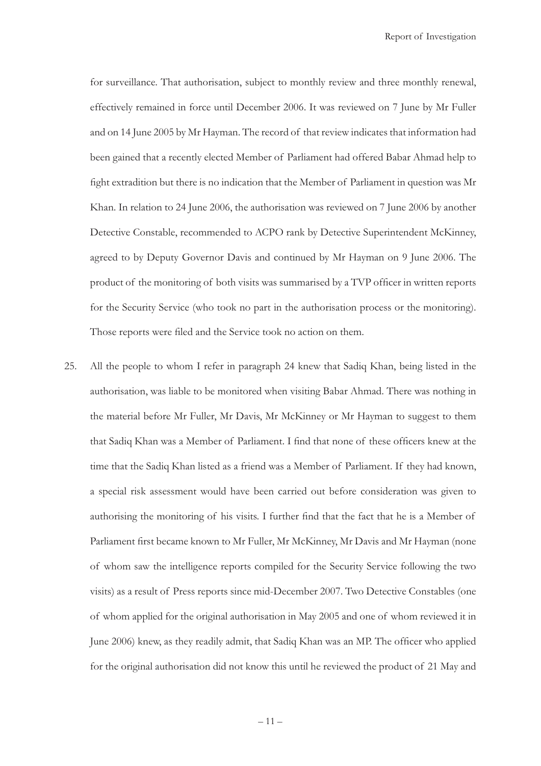for surveillance. That authorisation, subject to monthly review and three monthly renewal, effectively remained in force until December 2006. It was reviewed on 7 June by Mr Fuller and on 14 June 2005 by Mr Hayman. The record of that review indicates that information had been gained that a recently elected Member of Parliament had offered Babar Ahmad help to fight extradition but there is no indication that the Member of Parliament in question was Mr Khan. In relation to 24 June 2006, the authorisation was reviewed on 7 June 2006 by another Detective Constable, recommended to ACPO rank by Detective Superintendent McKinney, agreed to by Deputy Governor Davis and continued by Mr Hayman on 9 June 2006. The product of the monitoring of both visits was summarised by a TVP officer in written reports for the Security Service (who took no part in the authorisation process or the monitoring). Those reports were filed and the Service took no action on them.

25. All the people to whom I refer in paragraph 24 knew that Sadiq Khan, being listed in the authorisation, was liable to be monitored when visiting Babar Ahmad. There was nothing in the material before Mr Fuller, Mr Davis, Mr McKinney or Mr Hayman to suggest to them that Sadiq Khan was a Member of Parliament. I find that none of these officers knew at the time that the Sadiq Khan listed as a friend was a Member of Parliament. If they had known, a special risk assessment would have been carried out before consideration was given to authorising the monitoring of his visits. I further find that the fact that he is a Member of Parliament first became known to Mr Fuller, Mr McKinney, Mr Davis and Mr Hayman (none of whom saw the intelligence reports compiled for the Security Service following the two visits) as a result of Press reports since mid-December 2007. Two Detective Constables (one of whom applied for the original authorisation in May 2005 and one of whom reviewed it in June 2006) knew, as they readily admit, that Sadiq Khan was an MP. The officer who applied for the original authorisation did not know this until he reviewed the product of 21 May and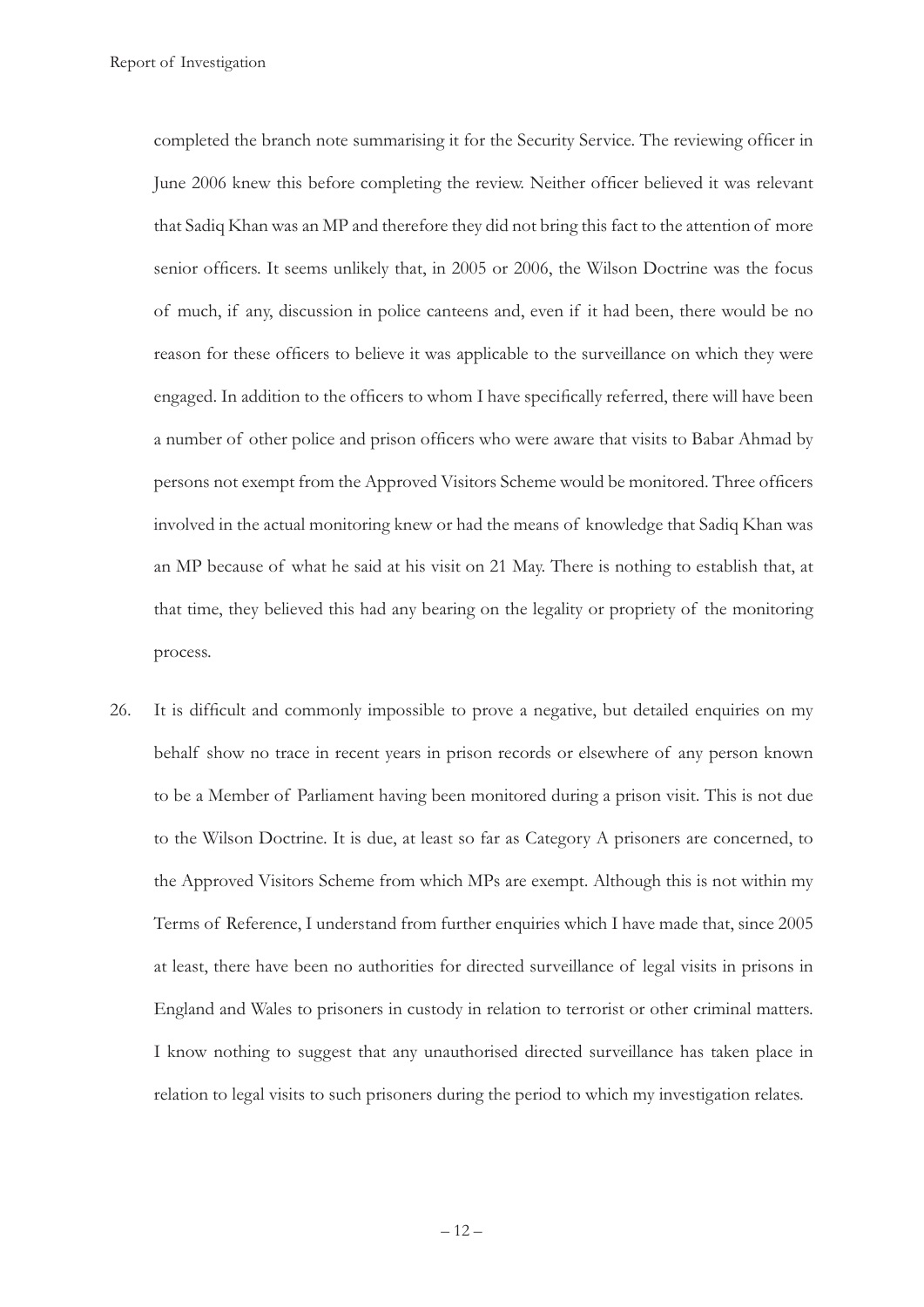completed the branch note summarising it for the Security Service. The reviewing officer in June 2006 knew this before completing the review. Neither officer believed it was relevant that Sadiq Khan was an MP and therefore they did not bring this fact to the attention of more senior officers. It seems unlikely that, in 2005 or 2006, the Wilson Doctrine was the focus of much, if any, discussion in police canteens and, even if it had been, there would be no reason for these officers to believe it was applicable to the surveillance on which they were engaged. In addition to the officers to whom I have specifically referred, there will have been a number of other police and prison officers who were aware that visits to Babar Ahmad by persons not exempt from the Approved Visitors Scheme would be monitored. Three officers involved in the actual monitoring knew or had the means of knowledge that Sadiq Khan was an MP because of what he said at his visit on 21 May. There is nothing to establish that, at that time, they believed this had any bearing on the legality or propriety of the monitoring process.

26. It is difficult and commonly impossible to prove a negative, but detailed enquiries on my behalf show no trace in recent years in prison records or elsewhere of any person known to be a Member of Parliament having been monitored during a prison visit. This is not due to the Wilson Doctrine. It is due, at least so far as Category A prisoners are concerned, to the Approved Visitors Scheme from which MPs are exempt. Although this is not within my Terms of Reference, I understand from further enquiries which I have made that, since 2005 at least, there have been no authorities for directed surveillance of legal visits in prisons in England and Wales to prisoners in custody in relation to terrorist or other criminal matters. I know nothing to suggest that any unauthorised directed surveillance has taken place in relation to legal visits to such prisoners during the period to which my investigation relates.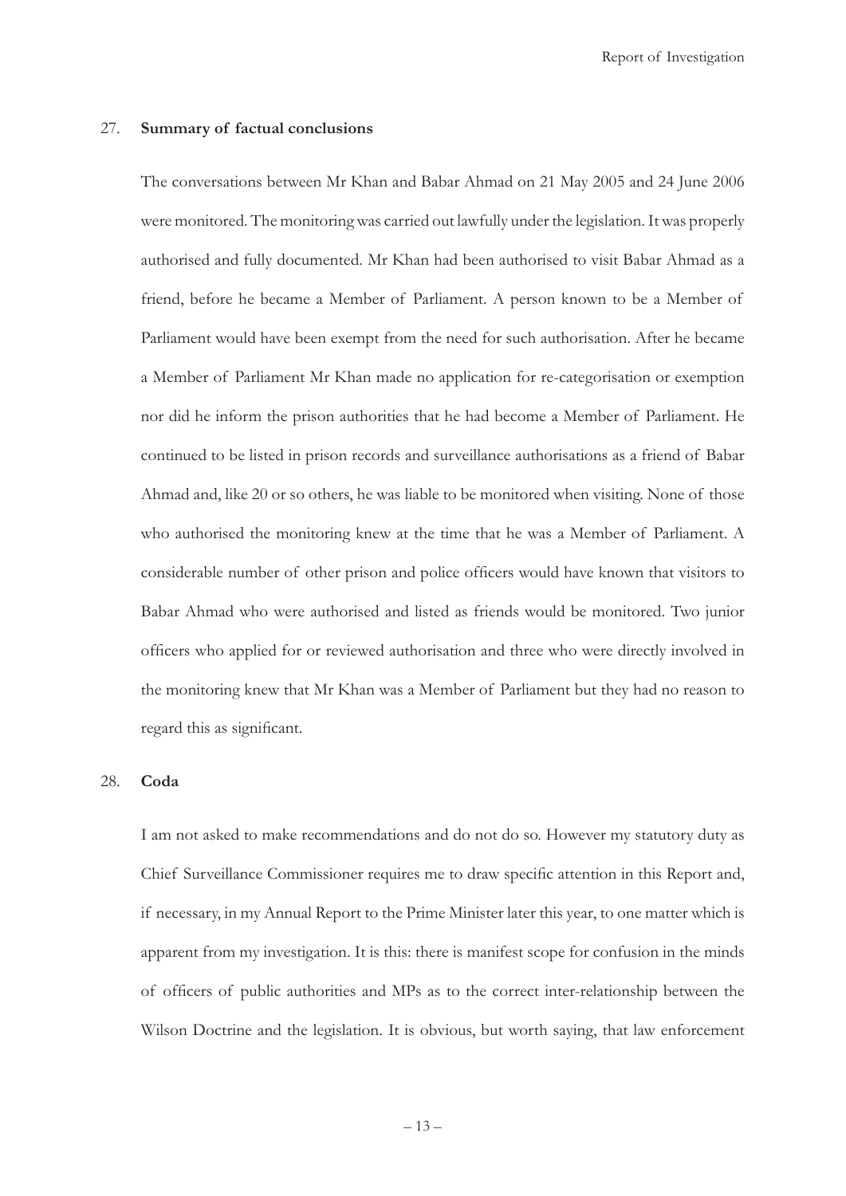27. **Summary of factual conclusions**

The conversations between Mr Khan and Babar Ahmad on 21 May 2005 and 24 June 2006 were monitored. The monitoring was carried out lawfully under the legislation. It was properly authorised and fully documented. Mr Khan had been authorised to visit Babar Ahmad as a friend, before he became a Member of Parliament. A person known to be a Member of Parliament would have been exempt from the need for such authorisation. After he became a Member of Parliament Mr Khan made no application for re-categorisation or exemption nor did he inform the prison authorities that he had become a Member of Parliament. He continued to be listed in prison records and surveillance authorisations as a friend of Babar Ahmad and, like 20 or so others, he was liable to be monitored when visiting. None of those who authorised the monitoring knew at the time that he was a Member of Parliament. A considerable number of other prison and police officers would have known that visitors to Babar Ahmad who were authorised and listed as friends would be monitored. Two junior officers who applied for or reviewed authorisation and three who were directly involved in the monitoring knew that Mr Khan was a Member of Parliament but they had no reason to regard this as significant.

28. **Coda**

I am not asked to make recommendations and do not do so. However my statutory duty as Chief Surveillance Commissioner requires me to draw specific attention in this Report and, if necessary, in my Annual Report to the Prime Minister later this year, to one matter which is apparent from my investigation. It is this: there is manifest scope for confusion in the minds of officers of public authorities and MPs as to the correct inter-relationship between the Wilson Doctrine and the legislation. It is obvious, but worth saying, that law enforcement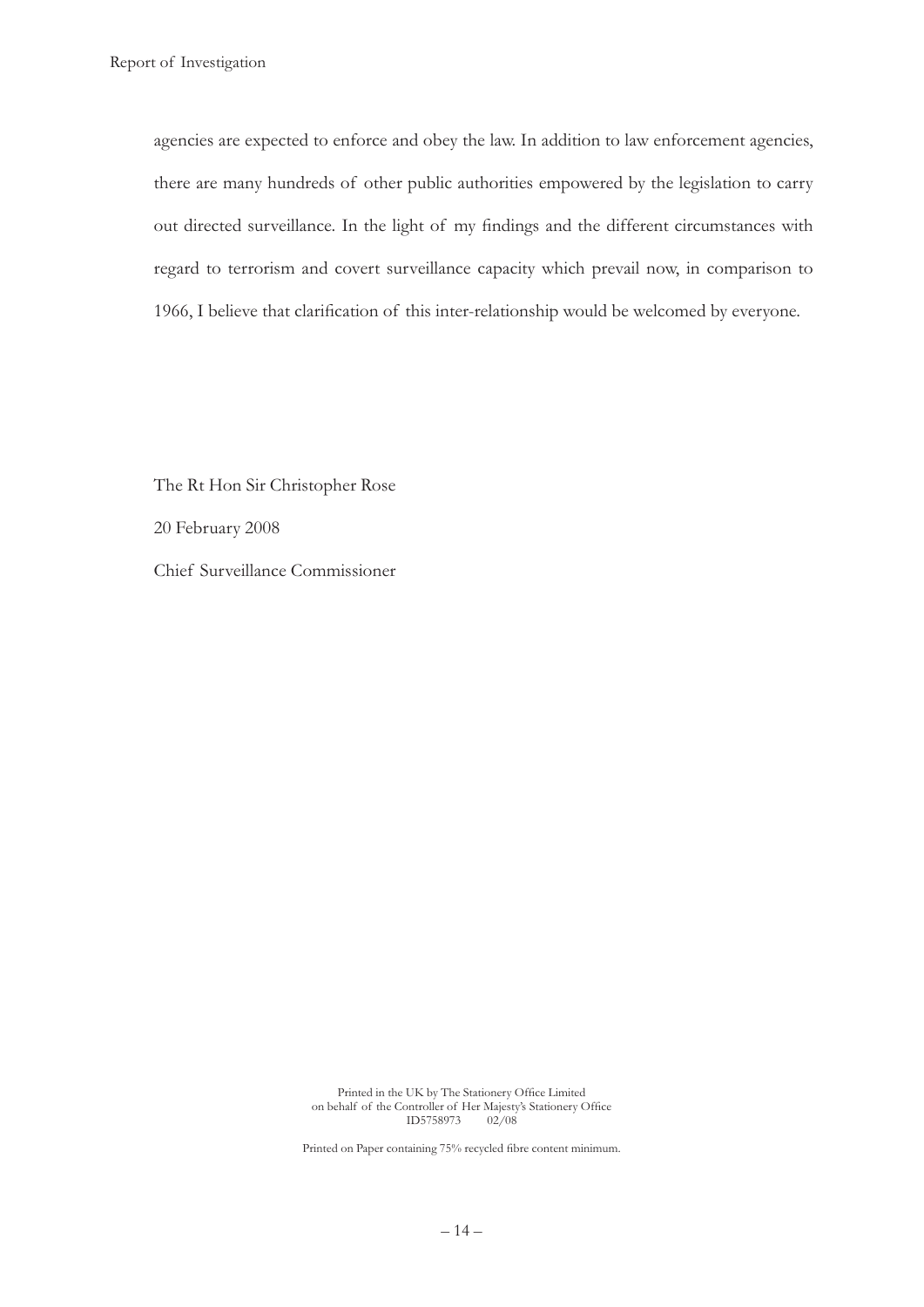agencies are expected to enforce and obey the law. In addition to law enforcement agencies, there are many hundreds of other public authorities empowered by the legislation to carry out directed surveillance. In the light of my findings and the different circumstances with regard to terrorism and covert surveillance capacity which prevail now, in comparison to 1966, I believe that clarification of this inter-relationship would be welcomed by everyone.

The Rt Hon Sir Christopher Rose

20 February 2008

Chief Surveillance Commissioner

Printed in the UK by The Stationery Office Limited
on behalf of the Controller of Her Majesty's Stationery Office
ID5758973 02/08

Printed on Paper containing 75% recycled fibre content minimum.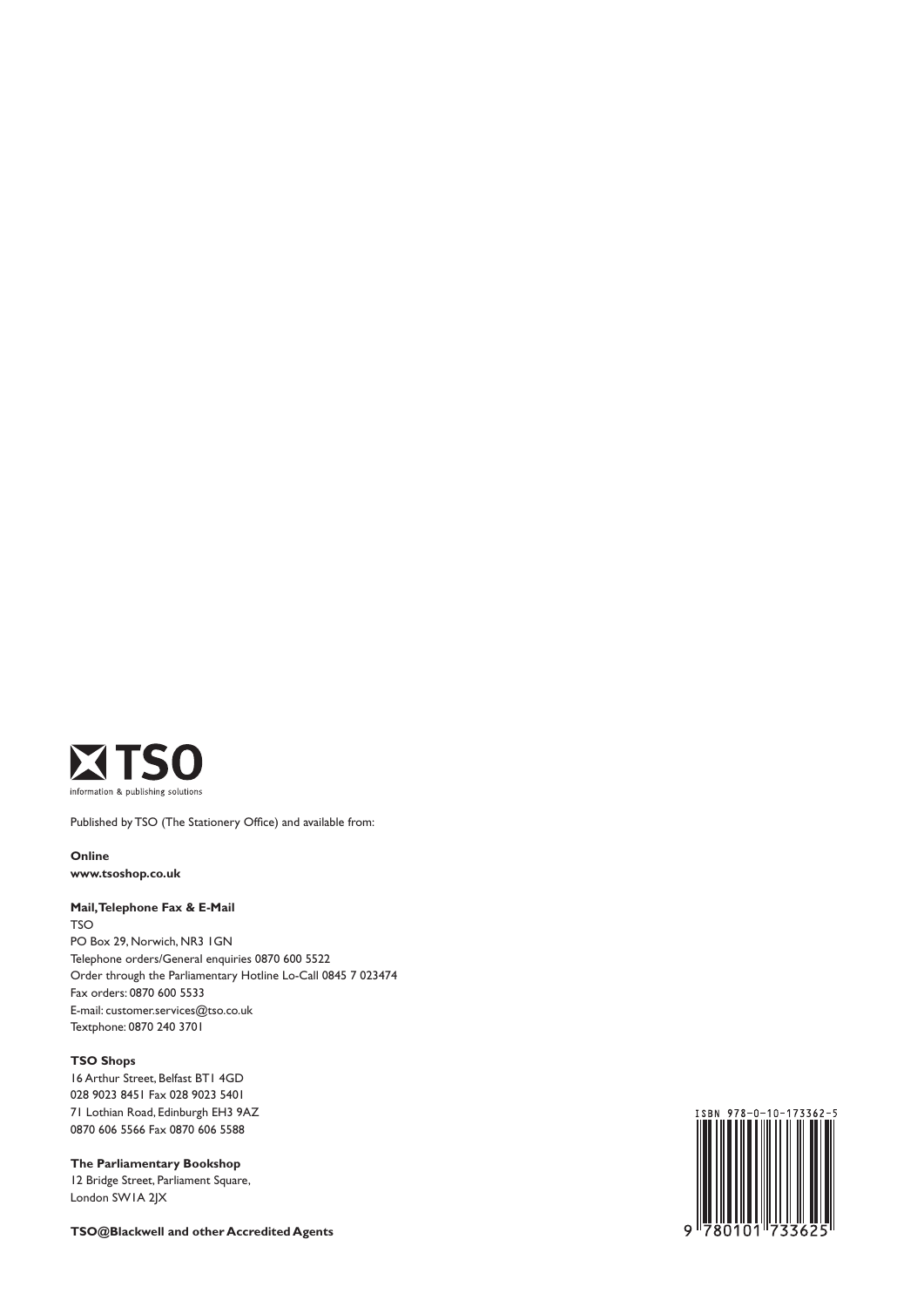TSO

information & publishing solutions

Published by TSO (The Stationery Office) and available from:

**Online**
**www.tsoshop.co.uk**

**Mail, Telephone Fax & E-Mail**
TSO
PO Box 29, Norwich, NR3 1GN
Telephone orders/General enquiries 0870 600 5522
Order through the Parliamentary Hotline Lo-Call 0845 7 023474
Fax orders: 0870 600 5533
E-mail: customer.services@tso.co.uk
Textphone: 0870 240 3701

**TSO Shops**
16 Arthur Street, Belfast BT1 4GD
028 9023 8451 Fax 028 9023 5401
71 Lothian Road, Edinburgh EH3 9AZ
0870 606 5566 Fax 0870 606 5588

**The Parliamentary Bookshop**
12 Bridge Street, Parliament Square,
London SW1A 2JX

**TSO@Blackwell and other Accredited Agents**

ISBN 978-0-10-173362-5

9 780101 733625